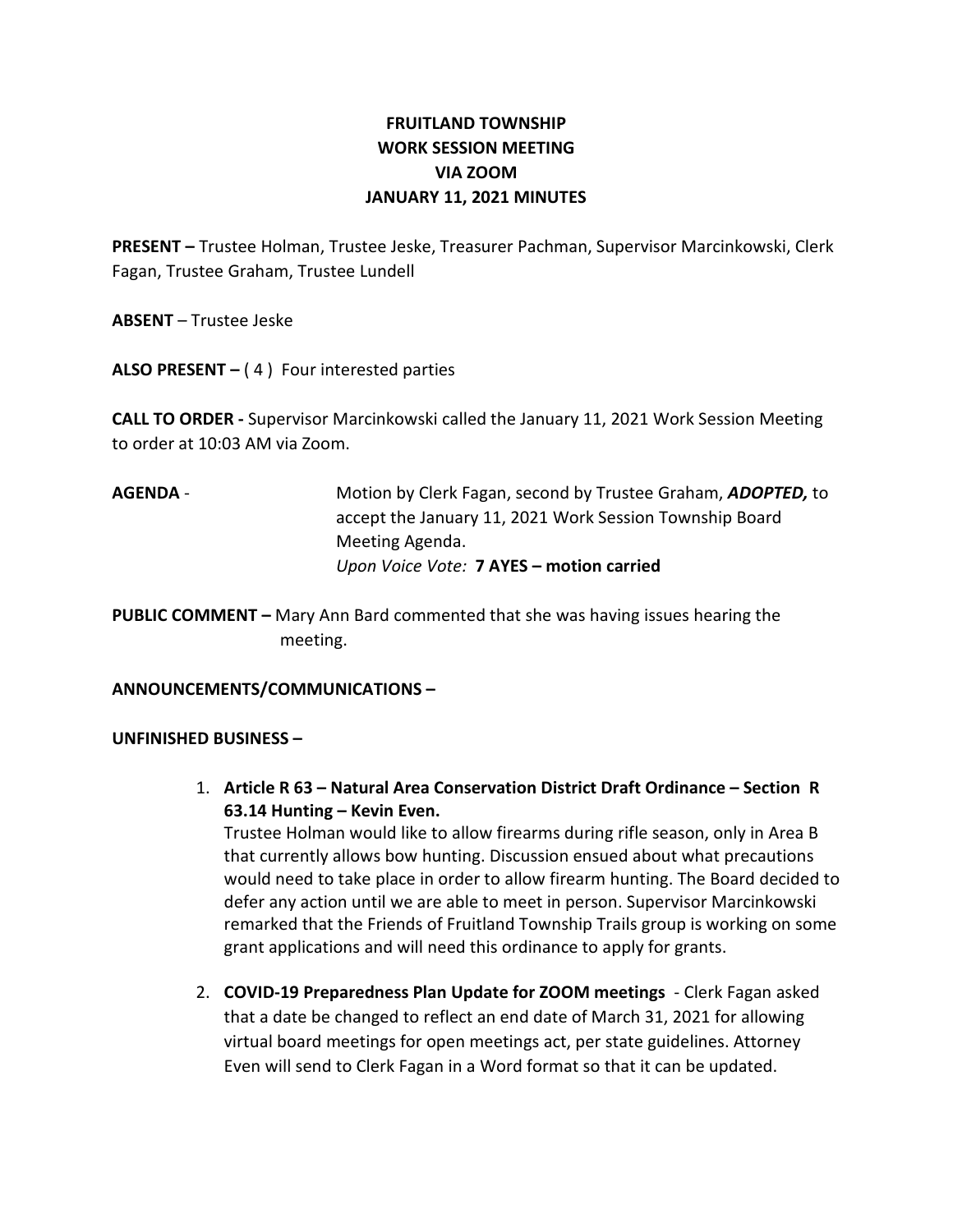# FRUITLAND TOWNSHIP
# WORK SESSION MEETING
# VIA ZOOM
# JANUARY 11, 2021 MINUTES

**PRESENT –** Trustee Holman, Trustee Jeske, Treasurer Pachman, Supervisor Marcinkowski, Clerk Fagan, Trustee Graham, Trustee Lundell

**ABSENT** – Trustee Jeske

**ALSO PRESENT –** ( 4 ) Four interested parties

**CALL TO ORDER -** Supervisor Marcinkowski called the January 11, 2021 Work Session Meeting to order at 10:03 AM via Zoom.

**AGENDA** - Motion by Clerk Fagan, second by Trustee Graham, ***ADOPTED,*** to accept the January 11, 2021 Work Session Township Board Meeting Agenda.
*Upon Voice Vote:* **7 AYES – motion carried**

**PUBLIC COMMENT –** Mary Ann Bard commented that she was having issues hearing the meeting.

**ANNOUNCEMENTS/COMMUNICATIONS –**

**UNFINISHED BUSINESS –**

1. **Article R 63 – Natural Area Conservation District Draft Ordinance – Section R 63.14 Hunting – Kevin Even.**
   Trustee Holman would like to allow firearms during rifle season, only in Area B that currently allows bow hunting. Discussion ensued about what precautions would need to take place in order to allow firearm hunting. The Board decided to defer any action until we are able to meet in person. Supervisor Marcinkowski remarked that the Friends of Fruitland Township Trails group is working on some grant applications and will need this ordinance to apply for grants.

2. **COVID-19 Preparedness Plan Update for ZOOM meetings** - Clerk Fagan asked that a date be changed to reflect an end date of March 31, 2021 for allowing virtual board meetings for open meetings act, per state guidelines. Attorney Even will send to Clerk Fagan in a Word format so that it can be updated.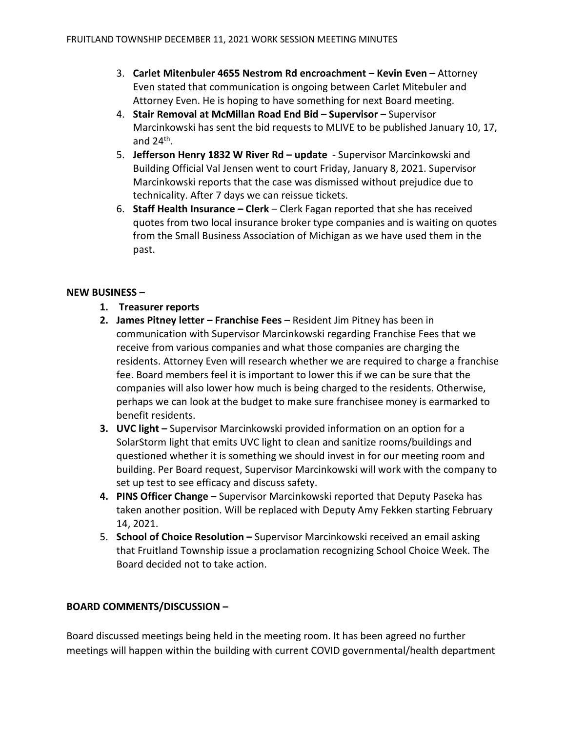3. **Carlet Mitenbuler 4655 Nestrom Rd encroachment – Kevin Even** – Attorney Even stated that communication is ongoing between Carlet Mitebuler and Attorney Even. He is hoping to have something for next Board meeting.
4. **Stair Removal at McMillan Road End Bid – Supervisor –** Supervisor Marcinkowski has sent the bid requests to MLIVE to be published January 10, 17, and 24th.
5. **Jefferson Henry 1832 W River Rd – update** - Supervisor Marcinkowski and Building Official Val Jensen went to court Friday, January 8, 2021. Supervisor Marcinkowski reports that the case was dismissed without prejudice due to technicality. After 7 days we can reissue tickets.
6. **Staff Health Insurance – Clerk** – Clerk Fagan reported that she has received quotes from two local insurance broker type companies and is waiting on quotes from the Small Business Association of Michigan as we have used them in the past.

**NEW BUSINESS –**

1. **Treasurer reports**
2. **James Pitney letter – Franchise Fees** – Resident Jim Pitney has been in communication with Supervisor Marcinkowski regarding Franchise Fees that we receive from various companies and what those companies are charging the residents. Attorney Even will research whether we are required to charge a franchise fee. Board members feel it is important to lower this if we can be sure that the companies will also lower how much is being charged to the residents. Otherwise, perhaps we can look at the budget to make sure franchisee money is earmarked to benefit residents.
3. **UVC light –** Supervisor Marcinkowski provided information on an option for a SolarStorm light that emits UVC light to clean and sanitize rooms/buildings and questioned whether it is something we should invest in for our meeting room and building. Per Board request, Supervisor Marcinkowski will work with the company to set up test to see efficacy and discuss safety.
4. **PINS Officer Change –** Supervisor Marcinkowski reported that Deputy Paseka has taken another position. Will be replaced with Deputy Amy Fekken starting February 14, 2021.
5. **School of Choice Resolution –** Supervisor Marcinkowski received an email asking that Fruitland Township issue a proclamation recognizing School Choice Week. The Board decided not to take action.

**BOARD COMMENTS/DISCUSSION –**

Board discussed meetings being held in the meeting room. It has been agreed no further meetings will happen within the building with current COVID governmental/health department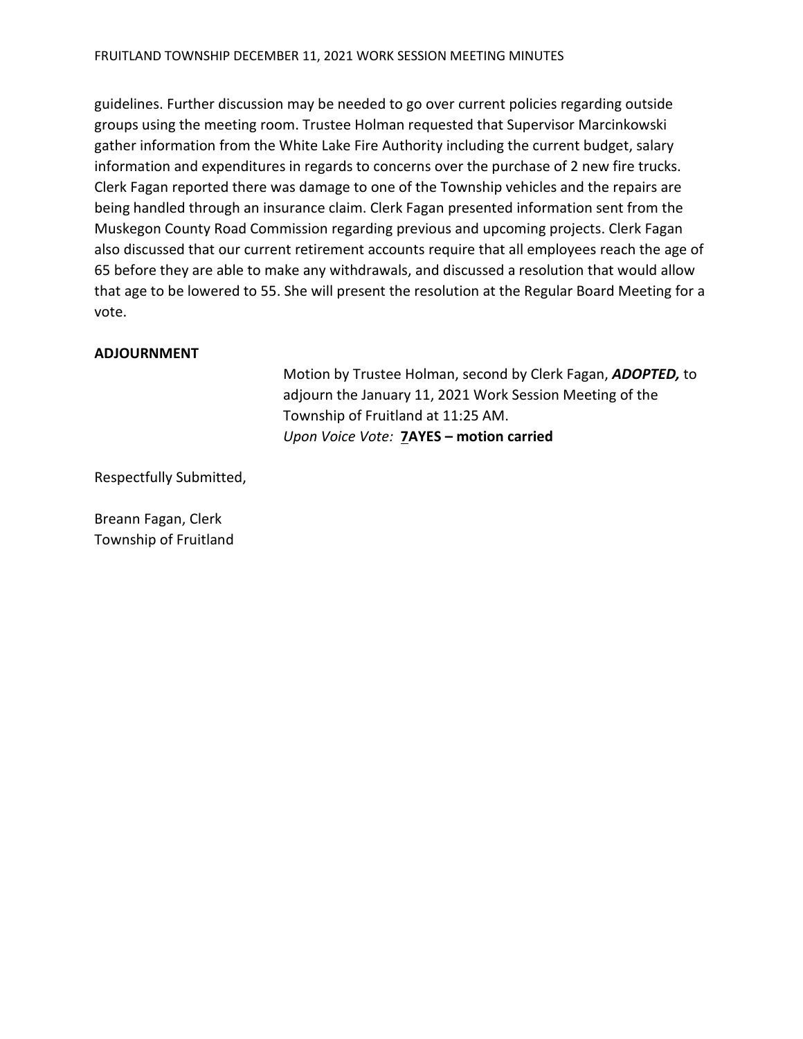guidelines. Further discussion may be needed to go over current policies regarding outside groups using the meeting room. Trustee Holman requested that Supervisor Marcinkowski gather information from the White Lake Fire Authority including the current budget, salary information and expenditures in regards to concerns over the purchase of 2 new fire trucks. Clerk Fagan reported there was damage to one of the Township vehicles and the repairs are being handled through an insurance claim. Clerk Fagan presented information sent from the Muskegon County Road Commission regarding previous and upcoming projects. Clerk Fagan also discussed that our current retirement accounts require that all employees reach the age of 65 before they are able to make any withdrawals, and discussed a resolution that would allow that age to be lowered to 55. She will present the resolution at the Regular Board Meeting for a vote.

**ADJOURNMENT**

Motion by Trustee Holman, second by Clerk Fagan, ***ADOPTED,*** to adjourn the January 11, 2021 Work Session Meeting of the Township of Fruitland at 11:25 AM.
*Upon Voice Vote:* **7AYES – motion carried**

Respectfully Submitted,

Breann Fagan, Clerk
Township of Fruitland